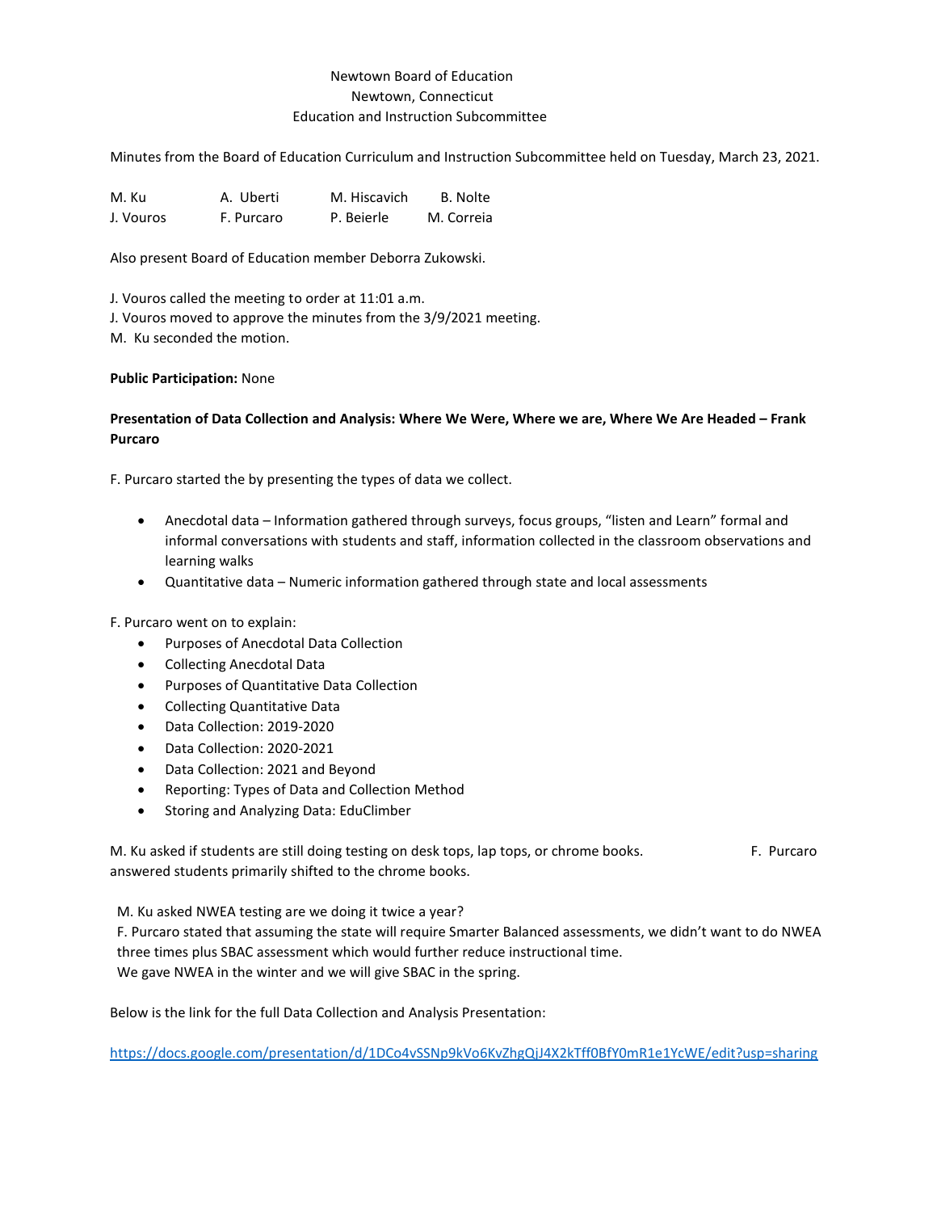Newtown Board of Education

Newtown, Connecticut

Education and Instruction Subcommittee

Minutes from the Board of Education Curriculum and Instruction Subcommittee held on Tuesday, March 23, 2021.

| | | | |
|---|---|---|---|
| M. Ku | A. Uberti | M. Hiscavich | B. Nolte |
| J. Vouros | F. Purcaro | P. Beierle | M. Correia |

Also present Board of Education member Deborra Zukowski.

J. Vouros called the meeting to order at 11:01 a.m.
J. Vouros moved to approve the minutes from the 3/9/2021 meeting.
M. Ku seconded the motion.

**Public Participation:** None

**Presentation of Data Collection and Analysis: Where We Were, Where we are, Where We Are Headed – Frank Purcaro**

F. Purcaro started the by presenting the types of data we collect.

- Anecdotal data – Information gathered through surveys, focus groups, "listen and Learn" formal and informal conversations with students and staff, information collected in the classroom observations and learning walks
- Quantitative data – Numeric information gathered through state and local assessments

F. Purcaro went on to explain:

- Purposes of Anecdotal Data Collection
- Collecting Anecdotal Data
- Purposes of Quantitative Data Collection
- Collecting Quantitative Data
- Data Collection: 2019-2020
- Data Collection: 2020-2021
- Data Collection: 2021 and Beyond
- Reporting: Types of Data and Collection Method
- Storing and Analyzing Data: EduClimber

M. Ku asked if students are still doing testing on desk tops, lap tops, or chrome books. F. Purcaro answered students primarily shifted to the chrome books.

M. Ku asked NWEA testing are we doing it twice a year?
F. Purcaro stated that assuming the state will require Smarter Balanced assessments, we didn't want to do NWEA three times plus SBAC assessment which would further reduce instructional time.
We gave NWEA in the winter and we will give SBAC in the spring.

Below is the link for the full Data Collection and Analysis Presentation:

https://docs.google.com/presentation/d/1DCo4vSSNp9kVo6KvZhgQjJ4X2kTff0BfY0mR1e1YcWE/edit?usp=sharing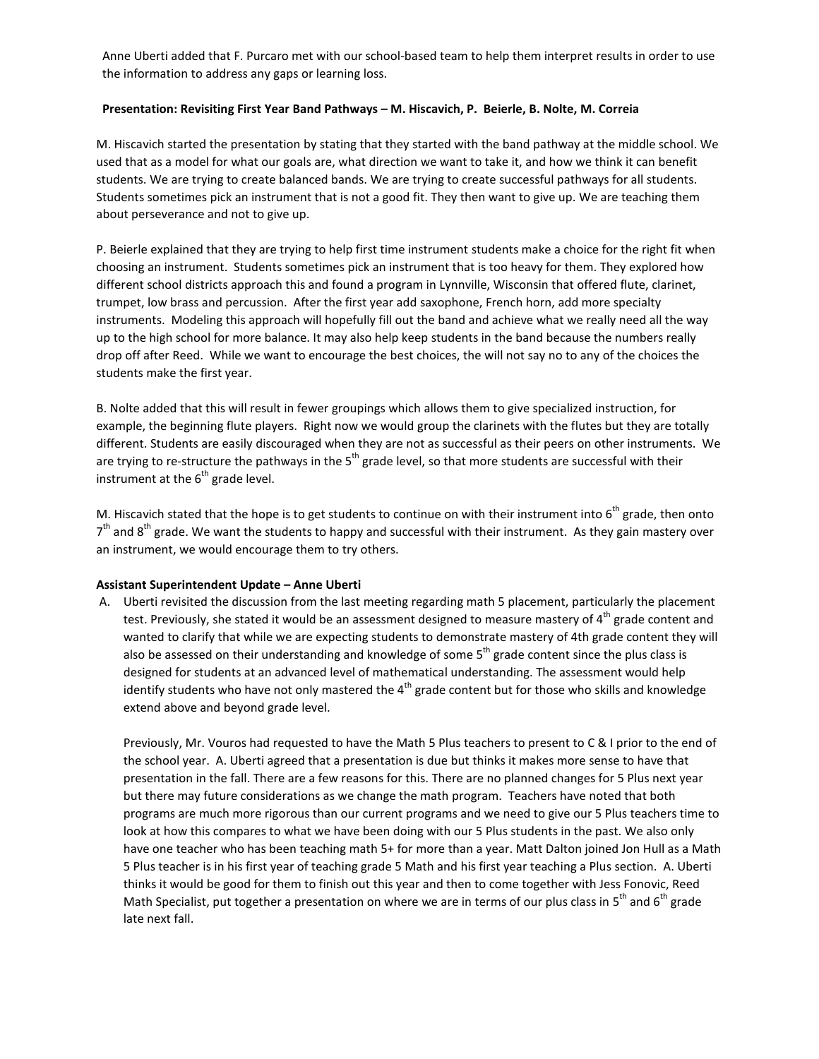Anne Uberti added that F. Purcaro met with our school-based team to help them interpret results in order to use the information to address any gaps or learning loss.

**Presentation: Revisiting First Year Band Pathways – M. Hiscavich, P. Beierle, B. Nolte, M. Correia**

M. Hiscavich started the presentation by stating that they started with the band pathway at the middle school. We used that as a model for what our goals are, what direction we want to take it, and how we think it can benefit students. We are trying to create balanced bands. We are trying to create successful pathways for all students. Students sometimes pick an instrument that is not a good fit. They then want to give up. We are teaching them about perseverance and not to give up.

P. Beierle explained that they are trying to help first time instrument students make a choice for the right fit when choosing an instrument. Students sometimes pick an instrument that is too heavy for them. They explored how different school districts approach this and found a program in Lynnville, Wisconsin that offered flute, clarinet, trumpet, low brass and percussion. After the first year add saxophone, French horn, add more specialty instruments. Modeling this approach will hopefully fill out the band and achieve what we really need all the way up to the high school for more balance. It may also help keep students in the band because the numbers really drop off after Reed. While we want to encourage the best choices, the will not say no to any of the choices the students make the first year.

B. Nolte added that this will result in fewer groupings which allows them to give specialized instruction, for example, the beginning flute players. Right now we would group the clarinets with the flutes but they are totally different. Students are easily discouraged when they are not as successful as their peers on other instruments. We are trying to re-structure the pathways in the 5th grade level, so that more students are successful with their instrument at the 6th grade level.

M. Hiscavich stated that the hope is to get students to continue on with their instrument into 6th grade, then onto 7th and 8th grade. We want the students to happy and successful with their instrument. As they gain mastery over an instrument, we would encourage them to try others.

**Assistant Superintendent Update – Anne Uberti**

A. Uberti revisited the discussion from the last meeting regarding math 5 placement, particularly the placement test. Previously, she stated it would be an assessment designed to measure mastery of 4th grade content and wanted to clarify that while we are expecting students to demonstrate mastery of 4th grade content they will also be assessed on their understanding and knowledge of some 5th grade content since the plus class is designed for students at an advanced level of mathematical understanding. The assessment would help identify students who have not only mastered the 4th grade content but for those who skills and knowledge extend above and beyond grade level.

Previously, Mr. Vouros had requested to have the Math 5 Plus teachers to present to C & I prior to the end of the school year. A. Uberti agreed that a presentation is due but thinks it makes more sense to have that presentation in the fall. There are a few reasons for this. There are no planned changes for 5 Plus next year but there may future considerations as we change the math program. Teachers have noted that both programs are much more rigorous than our current programs and we need to give our 5 Plus teachers time to look at how this compares to what we have been doing with our 5 Plus students in the past. We also only have one teacher who has been teaching math 5+ for more than a year. Matt Dalton joined Jon Hull as a Math 5 Plus teacher is in his first year of teaching grade 5 Math and his first year teaching a Plus section. A. Uberti thinks it would be good for them to finish out this year and then to come together with Jess Fonovic, Reed Math Specialist, put together a presentation on where we are in terms of our plus class in 5th and 6th grade late next fall.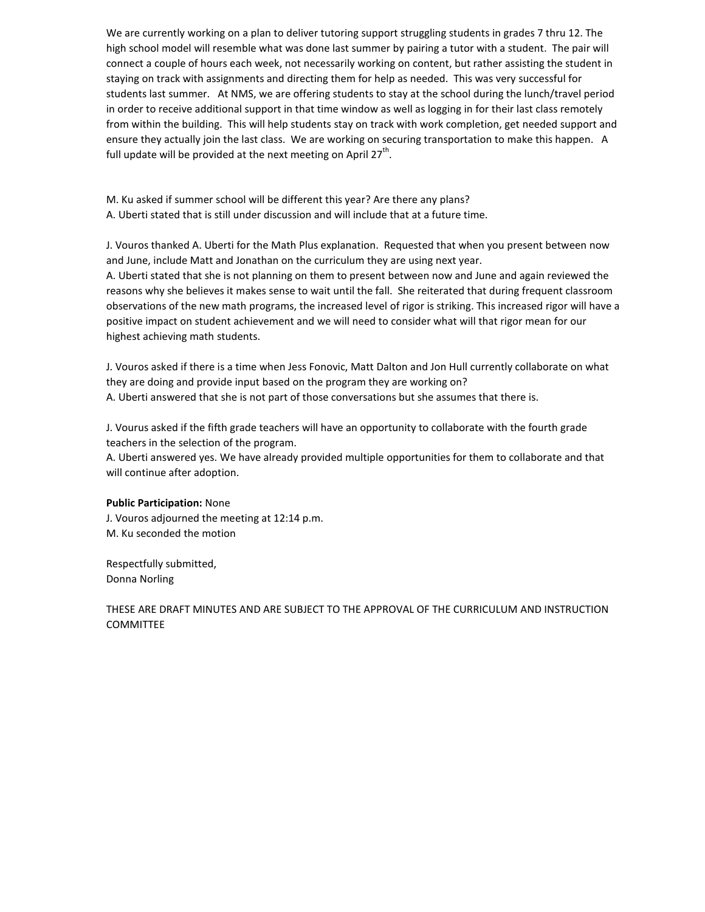We are currently working on a plan to deliver tutoring support struggling students in grades 7 thru 12. The high school model will resemble what was done last summer by pairing a tutor with a student. The pair will connect a couple of hours each week, not necessarily working on content, but rather assisting the student in staying on track with assignments and directing them for help as needed. This was very successful for students last summer. At NMS, we are offering students to stay at the school during the lunch/travel period in order to receive additional support in that time window as well as logging in for their last class remotely from within the building. This will help students stay on track with work completion, get needed support and ensure they actually join the last class. We are working on securing transportation to make this happen. A full update will be provided at the next meeting on April 27th.

M. Ku asked if summer school will be different this year? Are there any plans?
A. Uberti stated that is still under discussion and will include that at a future time.

J. Vouros thanked A. Uberti for the Math Plus explanation. Requested that when you present between now and June, include Matt and Jonathan on the curriculum they are using next year.
A. Uberti stated that she is not planning on them to present between now and June and again reviewed the reasons why she believes it makes sense to wait until the fall. She reiterated that during frequent classroom observations of the new math programs, the increased level of rigor is striking. This increased rigor will have a positive impact on student achievement and we will need to consider what will that rigor mean for our highest achieving math students.

J. Vouros asked if there is a time when Jess Fonovic, Matt Dalton and Jon Hull currently collaborate on what they are doing and provide input based on the program they are working on?
A. Uberti answered that she is not part of those conversations but she assumes that there is.

J. Vourus asked if the fifth grade teachers will have an opportunity to collaborate with the fourth grade teachers in the selection of the program.
A. Uberti answered yes. We have already provided multiple opportunities for them to collaborate and that will continue after adoption.

**Public Participation:** None
J. Vouros adjourned the meeting at 12:14 p.m.
M. Ku seconded the motion

Respectfully submitted,
Donna Norling

THESE ARE DRAFT MINUTES AND ARE SUBJECT TO THE APPROVAL OF THE CURRICULUM AND INSTRUCTION COMMITTEE